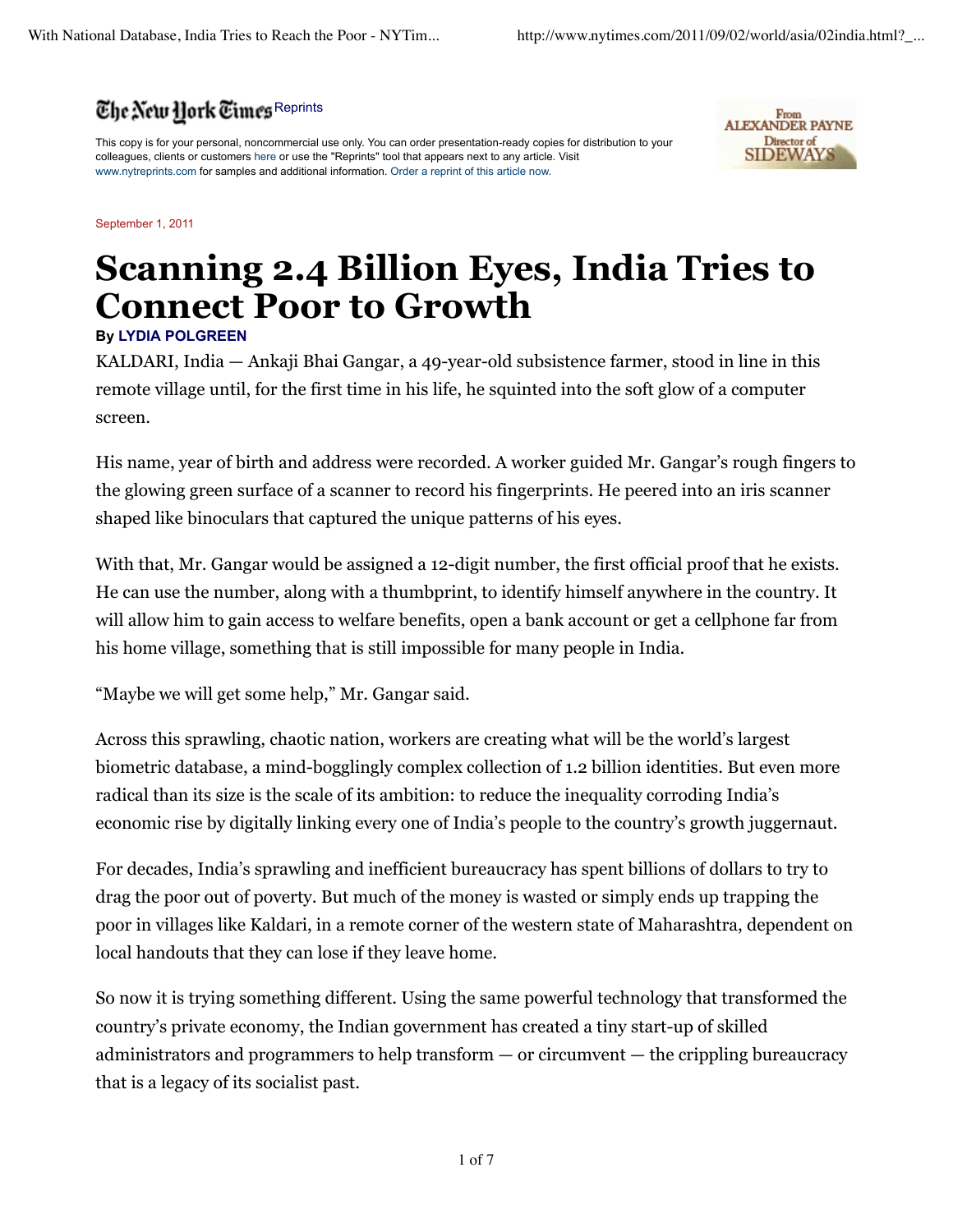The New York Times Reprints

This copy is for your personal, noncommercial use only. You can order presentation-ready copies for distribution to your colleagues, clients or customers here or use the "Reprints" tool that appears next to any article. Visit www.nytreprints.com for samples and additional information. Order a reprint of this article now.

September 1, 2011

# Scanning 2.4 Billion Eyes, India Tries to Connect Poor to Growth

**By LYDIA POLGREEN**

KALDARI, India — Ankaji Bhai Gangar, a 49-year-old subsistence farmer, stood in line in this remote village until, for the first time in his life, he squinted into the soft glow of a computer screen.

His name, year of birth and address were recorded. A worker guided Mr. Gangar's rough fingers to the glowing green surface of a scanner to record his fingerprints. He peered into an iris scanner shaped like binoculars that captured the unique patterns of his eyes.

With that, Mr. Gangar would be assigned a 12-digit number, the first official proof that he exists. He can use the number, along with a thumbprint, to identify himself anywhere in the country. It will allow him to gain access to welfare benefits, open a bank account or get a cellphone far from his home village, something that is still impossible for many people in India.

"Maybe we will get some help," Mr. Gangar said.

Across this sprawling, chaotic nation, workers are creating what will be the world's largest biometric database, a mind-bogglingly complex collection of 1.2 billion identities. But even more radical than its size is the scale of its ambition: to reduce the inequality corroding India's economic rise by digitally linking every one of India's people to the country's growth juggernaut.

For decades, India's sprawling and inefficient bureaucracy has spent billions of dollars to try to drag the poor out of poverty. But much of the money is wasted or simply ends up trapping the poor in villages like Kaldari, in a remote corner of the western state of Maharashtra, dependent on local handouts that they can lose if they leave home.

So now it is trying something different. Using the same powerful technology that transformed the country's private economy, the Indian government has created a tiny start-up of skilled administrators and programmers to help transform — or circumvent — the crippling bureaucracy that is a legacy of its socialist past.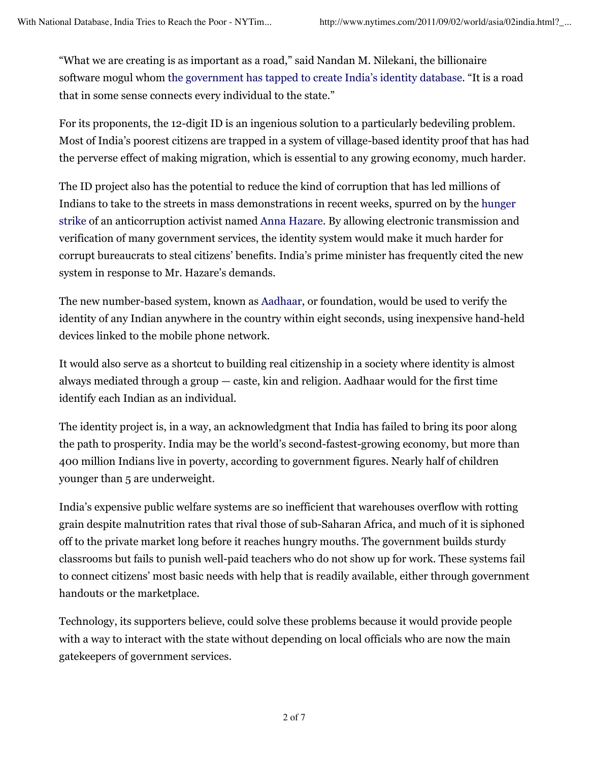"What we are creating is as important as a road," said Nandan M. Nilekani, the billionaire software mogul whom the government has tapped to create India's identity database. "It is a road that in some sense connects every individual to the state."

For its proponents, the 12-digit ID is an ingenious solution to a particularly bedeviling problem. Most of India's poorest citizens are trapped in a system of village-based identity proof that has had the perverse effect of making migration, which is essential to any growing economy, much harder.

The ID project also has the potential to reduce the kind of corruption that has led millions of Indians to take to the streets in mass demonstrations in recent weeks, spurred on by the hunger strike of an anticorruption activist named Anna Hazare. By allowing electronic transmission and verification of many government services, the identity system would make it much harder for corrupt bureaucrats to steal citizens' benefits. India's prime minister has frequently cited the new system in response to Mr. Hazare's demands.

The new number-based system, known as Aadhaar, or foundation, would be used to verify the identity of any Indian anywhere in the country within eight seconds, using inexpensive hand-held devices linked to the mobile phone network.

It would also serve as a shortcut to building real citizenship in a society where identity is almost always mediated through a group — caste, kin and religion. Aadhaar would for the first time identify each Indian as an individual.

The identity project is, in a way, an acknowledgment that India has failed to bring its poor along the path to prosperity. India may be the world's second-fastest-growing economy, but more than 400 million Indians live in poverty, according to government figures. Nearly half of children younger than 5 are underweight.

India's expensive public welfare systems are so inefficient that warehouses overflow with rotting grain despite malnutrition rates that rival those of sub-Saharan Africa, and much of it is siphoned off to the private market long before it reaches hungry mouths. The government builds sturdy classrooms but fails to punish well-paid teachers who do not show up for work. These systems fail to connect citizens' most basic needs with help that is readily available, either through government handouts or the marketplace.

Technology, its supporters believe, could solve these problems because it would provide people with a way to interact with the state without depending on local officials who are now the main gatekeepers of government services.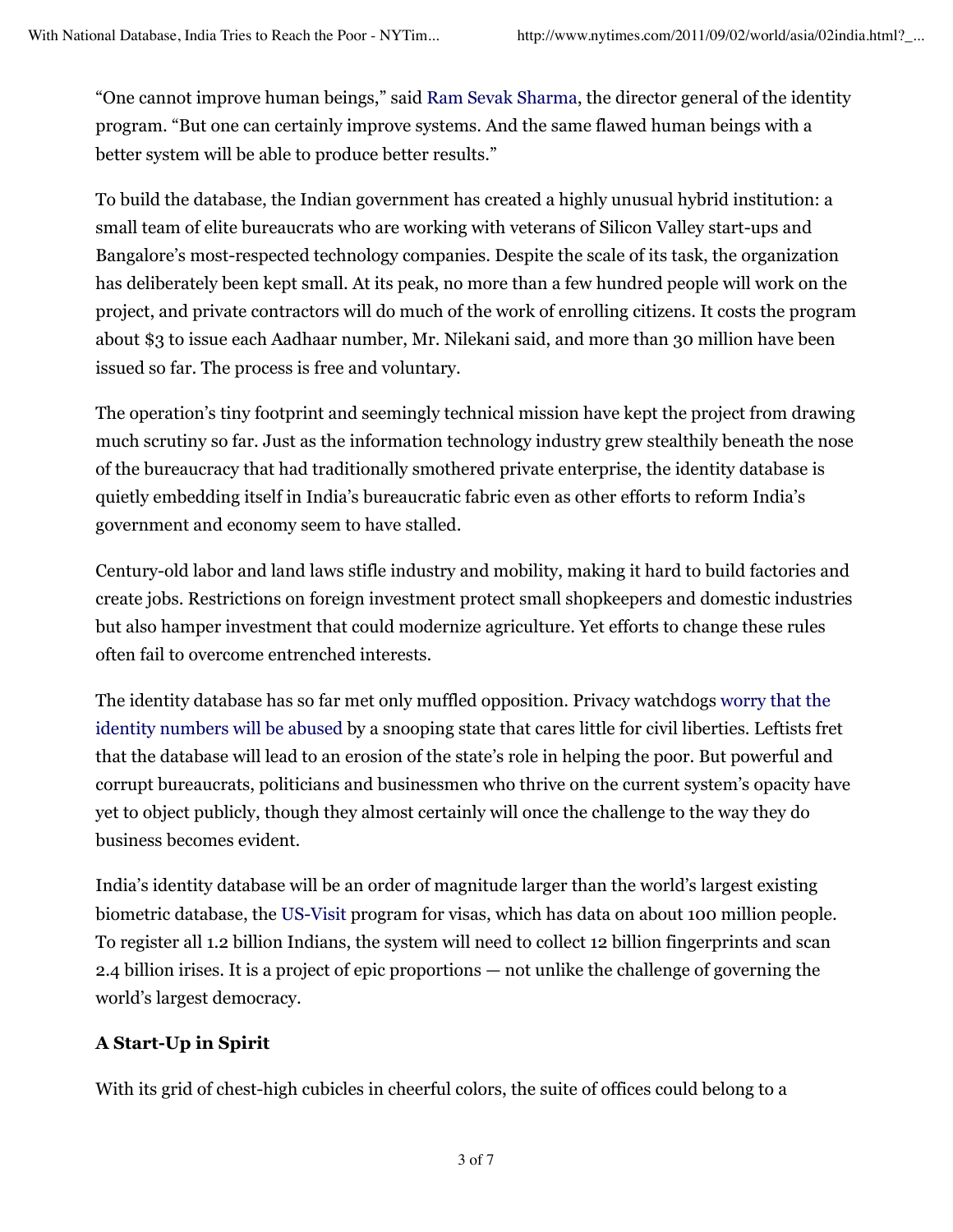"One cannot improve human beings," said Ram Sevak Sharma, the director general of the identity program. "But one can certainly improve systems. And the same flawed human beings with a better system will be able to produce better results."

To build the database, the Indian government has created a highly unusual hybrid institution: a small team of elite bureaucrats who are working with veterans of Silicon Valley start-ups and Bangalore's most-respected technology companies. Despite the scale of its task, the organization has deliberately been kept small. At its peak, no more than a few hundred people will work on the project, and private contractors will do much of the work of enrolling citizens. It costs the program about $3 to issue each Aadhaar number, Mr. Nilekani said, and more than 30 million have been issued so far. The process is free and voluntary.

The operation's tiny footprint and seemingly technical mission have kept the project from drawing much scrutiny so far. Just as the information technology industry grew stealthily beneath the nose of the bureaucracy that had traditionally smothered private enterprise, the identity database is quietly embedding itself in India's bureaucratic fabric even as other efforts to reform India's government and economy seem to have stalled.

Century-old labor and land laws stifle industry and mobility, making it hard to build factories and create jobs. Restrictions on foreign investment protect small shopkeepers and domestic industries but also hamper investment that could modernize agriculture. Yet efforts to change these rules often fail to overcome entrenched interests.

The identity database has so far met only muffled opposition. Privacy watchdogs worry that the identity numbers will be abused by a snooping state that cares little for civil liberties. Leftists fret that the database will lead to an erosion of the state's role in helping the poor. But powerful and corrupt bureaucrats, politicians and businessmen who thrive on the current system's opacity have yet to object publicly, though they almost certainly will once the challenge to the way they do business becomes evident.

India's identity database will be an order of magnitude larger than the world's largest existing biometric database, the US-Visit program for visas, which has data on about 100 million people. To register all 1.2 billion Indians, the system will need to collect 12 billion fingerprints and scan 2.4 billion irises. It is a project of epic proportions — not unlike the challenge of governing the world's largest democracy.

**A Start-Up in Spirit**

With its grid of chest-high cubicles in cheerful colors, the suite of offices could belong to a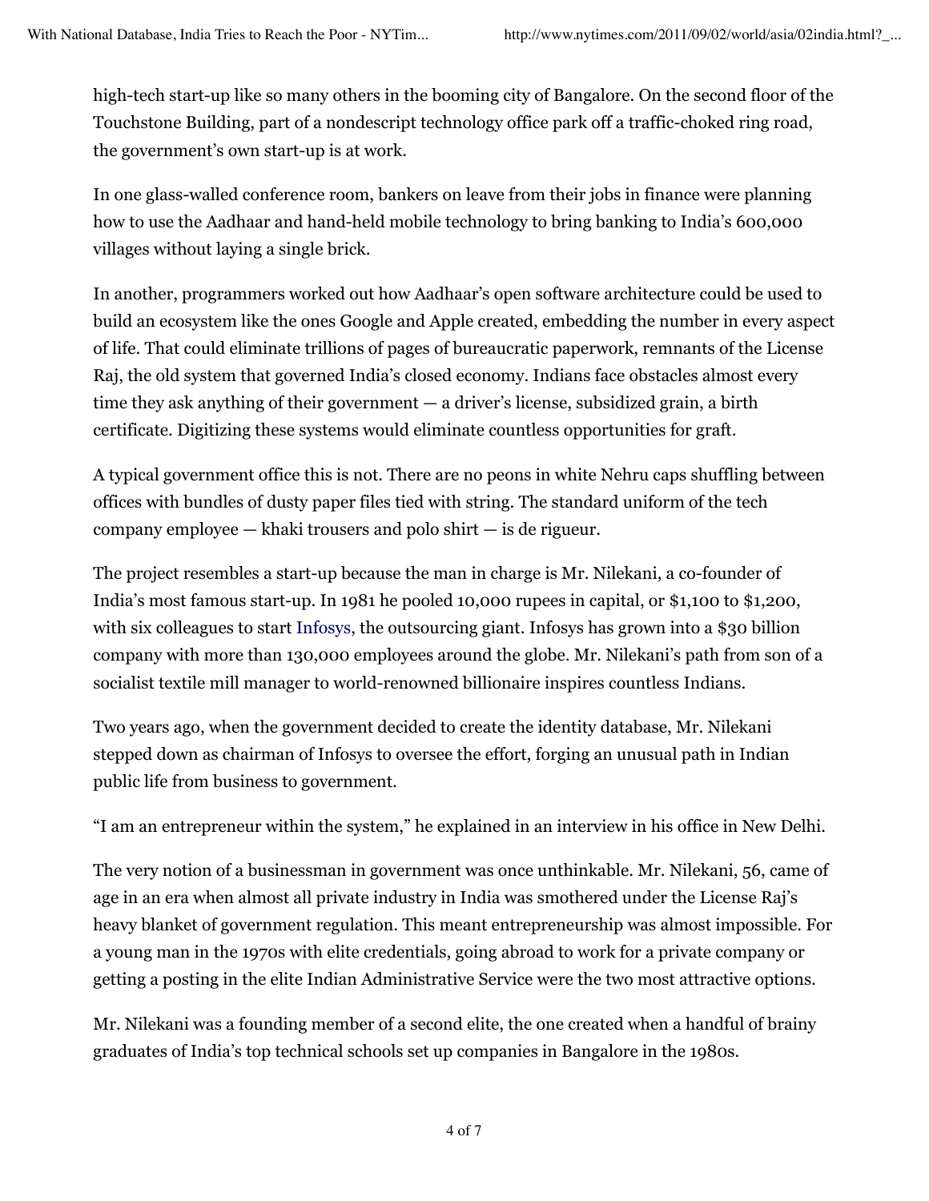high-tech start-up like so many others in the booming city of Bangalore. On the second floor of the Touchstone Building, part of a nondescript technology office park off a traffic-choked ring road, the government's own start-up is at work.

In one glass-walled conference room, bankers on leave from their jobs in finance were planning how to use the Aadhaar and hand-held mobile technology to bring banking to India's 600,000 villages without laying a single brick.

In another, programmers worked out how Aadhaar's open software architecture could be used to build an ecosystem like the ones Google and Apple created, embedding the number in every aspect of life. That could eliminate trillions of pages of bureaucratic paperwork, remnants of the License Raj, the old system that governed India's closed economy. Indians face obstacles almost every time they ask anything of their government — a driver's license, subsidized grain, a birth certificate. Digitizing these systems would eliminate countless opportunities for graft.

A typical government office this is not. There are no peons in white Nehru caps shuffling between offices with bundles of dusty paper files tied with string. The standard uniform of the tech company employee — khaki trousers and polo shirt — is de rigueur.

The project resembles a start-up because the man in charge is Mr. Nilekani, a co-founder of India's most famous start-up. In 1981 he pooled 10,000 rupees in capital, or $1,100 to $1,200, with six colleagues to start Infosys, the outsourcing giant. Infosys has grown into a $30 billion company with more than 130,000 employees around the globe. Mr. Nilekani's path from son of a socialist textile mill manager to world-renowned billionaire inspires countless Indians.

Two years ago, when the government decided to create the identity database, Mr. Nilekani stepped down as chairman of Infosys to oversee the effort, forging an unusual path in Indian public life from business to government.

"I am an entrepreneur within the system," he explained in an interview in his office in New Delhi.

The very notion of a businessman in government was once unthinkable. Mr. Nilekani, 56, came of age in an era when almost all private industry in India was smothered under the License Raj's heavy blanket of government regulation. This meant entrepreneurship was almost impossible. For a young man in the 1970s with elite credentials, going abroad to work for a private company or getting a posting in the elite Indian Administrative Service were the two most attractive options.

Mr. Nilekani was a founding member of a second elite, the one created when a handful of brainy graduates of India's top technical schools set up companies in Bangalore in the 1980s.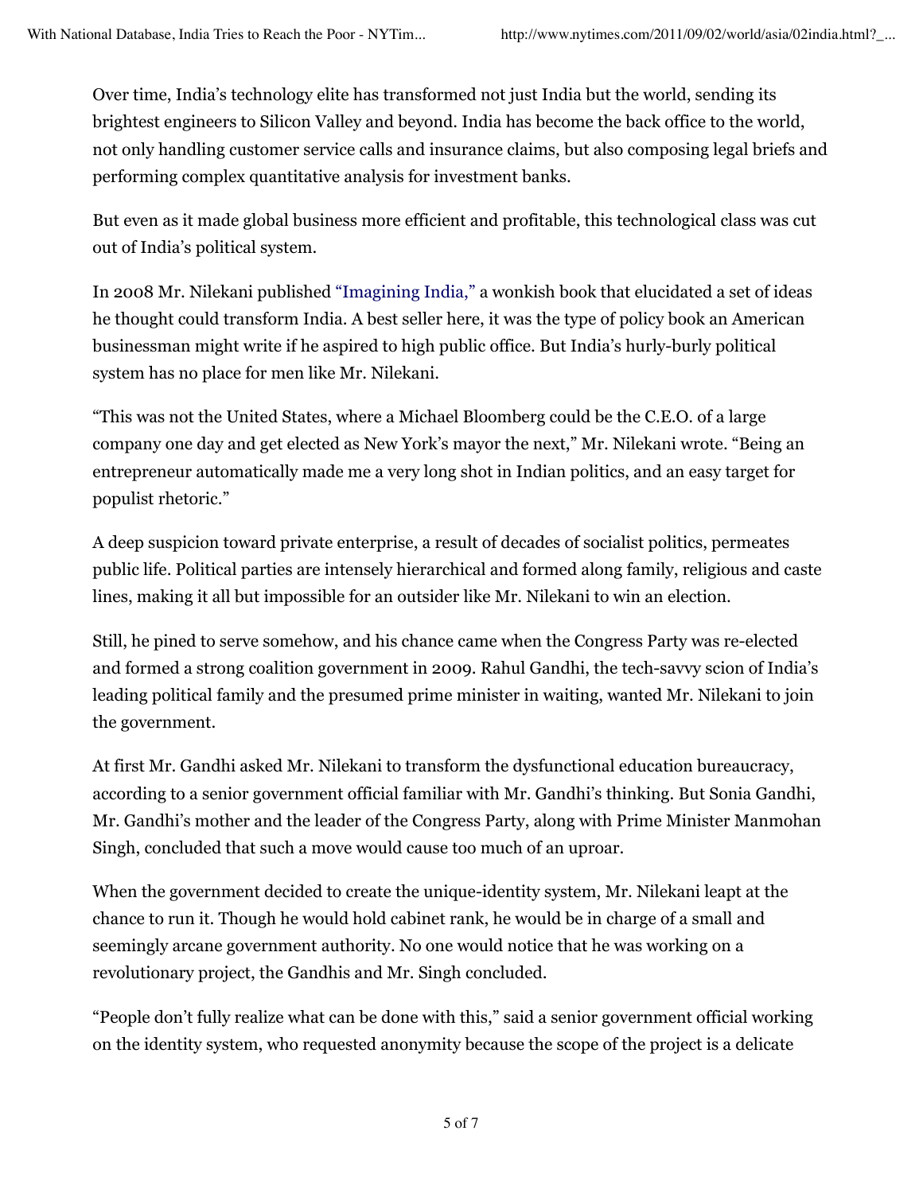Over time, India's technology elite has transformed not just India but the world, sending its brightest engineers to Silicon Valley and beyond. India has become the back office to the world, not only handling customer service calls and insurance claims, but also composing legal briefs and performing complex quantitative analysis for investment banks.

But even as it made global business more efficient and profitable, this technological class was cut out of India's political system.

In 2008 Mr. Nilekani published "Imagining India," a wonkish book that elucidated a set of ideas he thought could transform India. A best seller here, it was the type of policy book an American businessman might write if he aspired to high public office. But India's hurly-burly political system has no place for men like Mr. Nilekani.

"This was not the United States, where a Michael Bloomberg could be the C.E.O. of a large company one day and get elected as New York's mayor the next," Mr. Nilekani wrote. "Being an entrepreneur automatically made me a very long shot in Indian politics, and an easy target for populist rhetoric."

A deep suspicion toward private enterprise, a result of decades of socialist politics, permeates public life. Political parties are intensely hierarchical and formed along family, religious and caste lines, making it all but impossible for an outsider like Mr. Nilekani to win an election.

Still, he pined to serve somehow, and his chance came when the Congress Party was re-elected and formed a strong coalition government in 2009. Rahul Gandhi, the tech-savvy scion of India's leading political family and the presumed prime minister in waiting, wanted Mr. Nilekani to join the government.

At first Mr. Gandhi asked Mr. Nilekani to transform the dysfunctional education bureaucracy, according to a senior government official familiar with Mr. Gandhi's thinking. But Sonia Gandhi, Mr. Gandhi's mother and the leader of the Congress Party, along with Prime Minister Manmohan Singh, concluded that such a move would cause too much of an uproar.

When the government decided to create the unique-identity system, Mr. Nilekani leapt at the chance to run it. Though he would hold cabinet rank, he would be in charge of a small and seemingly arcane government authority. No one would notice that he was working on a revolutionary project, the Gandhis and Mr. Singh concluded.

"People don't fully realize what can be done with this," said a senior government official working on the identity system, who requested anonymity because the scope of the project is a delicate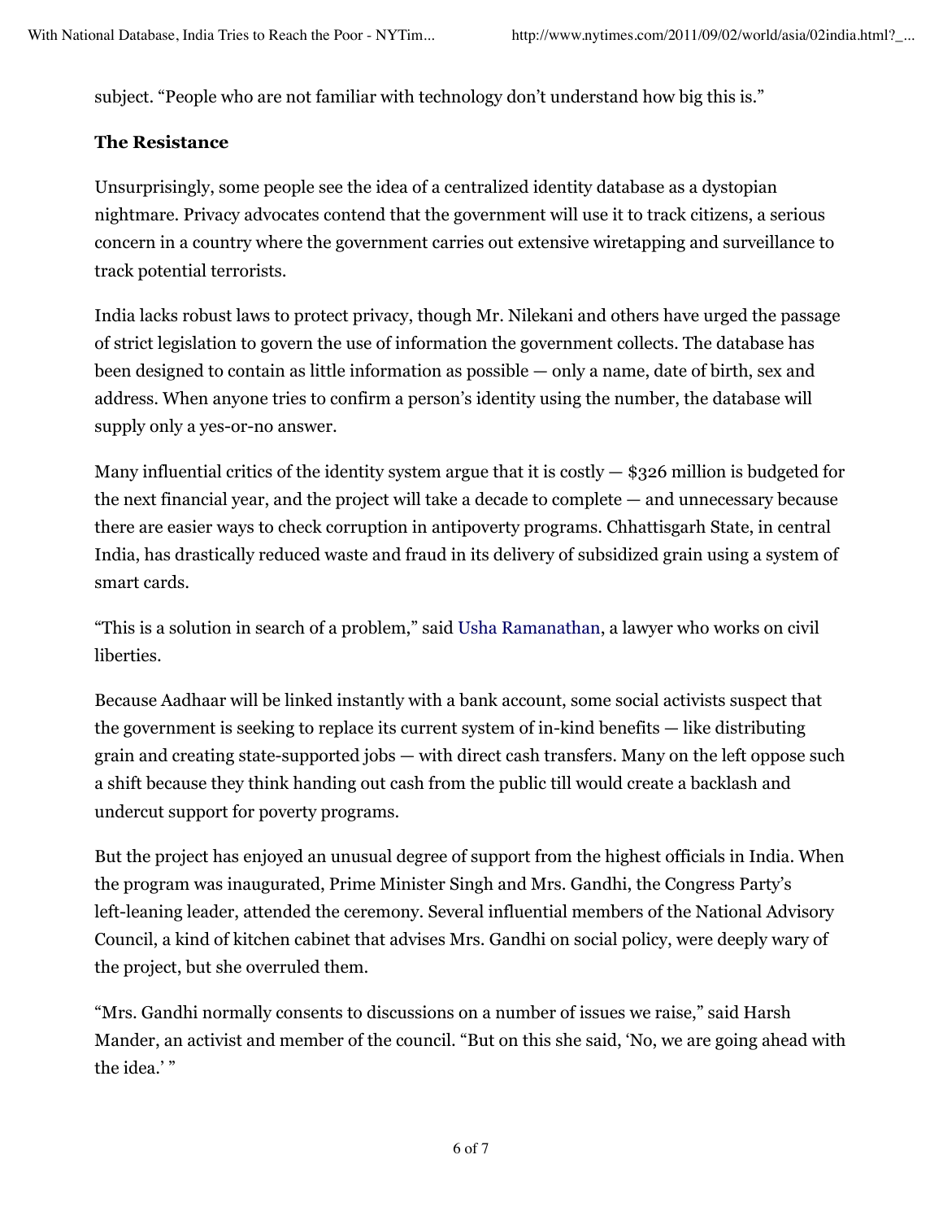subject. “People who are not familiar with technology don’t understand how big this is.”

**The Resistance**

Unsurprisingly, some people see the idea of a centralized identity database as a dystopian nightmare. Privacy advocates contend that the government will use it to track citizens, a serious concern in a country where the government carries out extensive wiretapping and surveillance to track potential terrorists.

India lacks robust laws to protect privacy, though Mr. Nilekani and others have urged the passage of strict legislation to govern the use of information the government collects. The database has been designed to contain as little information as possible — only a name, date of birth, sex and address. When anyone tries to confirm a person’s identity using the number, the database will supply only a yes-or-no answer.

Many influential critics of the identity system argue that it is costly — $326 million is budgeted for the next financial year, and the project will take a decade to complete — and unnecessary because there are easier ways to check corruption in antipoverty programs. Chhattisgarh State, in central India, has drastically reduced waste and fraud in its delivery of subsidized grain using a system of smart cards.

“This is a solution in search of a problem,” said Usha Ramanathan, a lawyer who works on civil liberties.

Because Aadhaar will be linked instantly with a bank account, some social activists suspect that the government is seeking to replace its current system of in-kind benefits — like distributing grain and creating state-supported jobs — with direct cash transfers. Many on the left oppose such a shift because they think handing out cash from the public till would create a backlash and undercut support for poverty programs.

But the project has enjoyed an unusual degree of support from the highest officials in India. When the program was inaugurated, Prime Minister Singh and Mrs. Gandhi, the Congress Party’s left-leaning leader, attended the ceremony. Several influential members of the National Advisory Council, a kind of kitchen cabinet that advises Mrs. Gandhi on social policy, were deeply wary of the project, but she overruled them.

“Mrs. Gandhi normally consents to discussions on a number of issues we raise,” said Harsh Mander, an activist and member of the council. “But on this she said, ‘No, we are going ahead with the idea.’ ”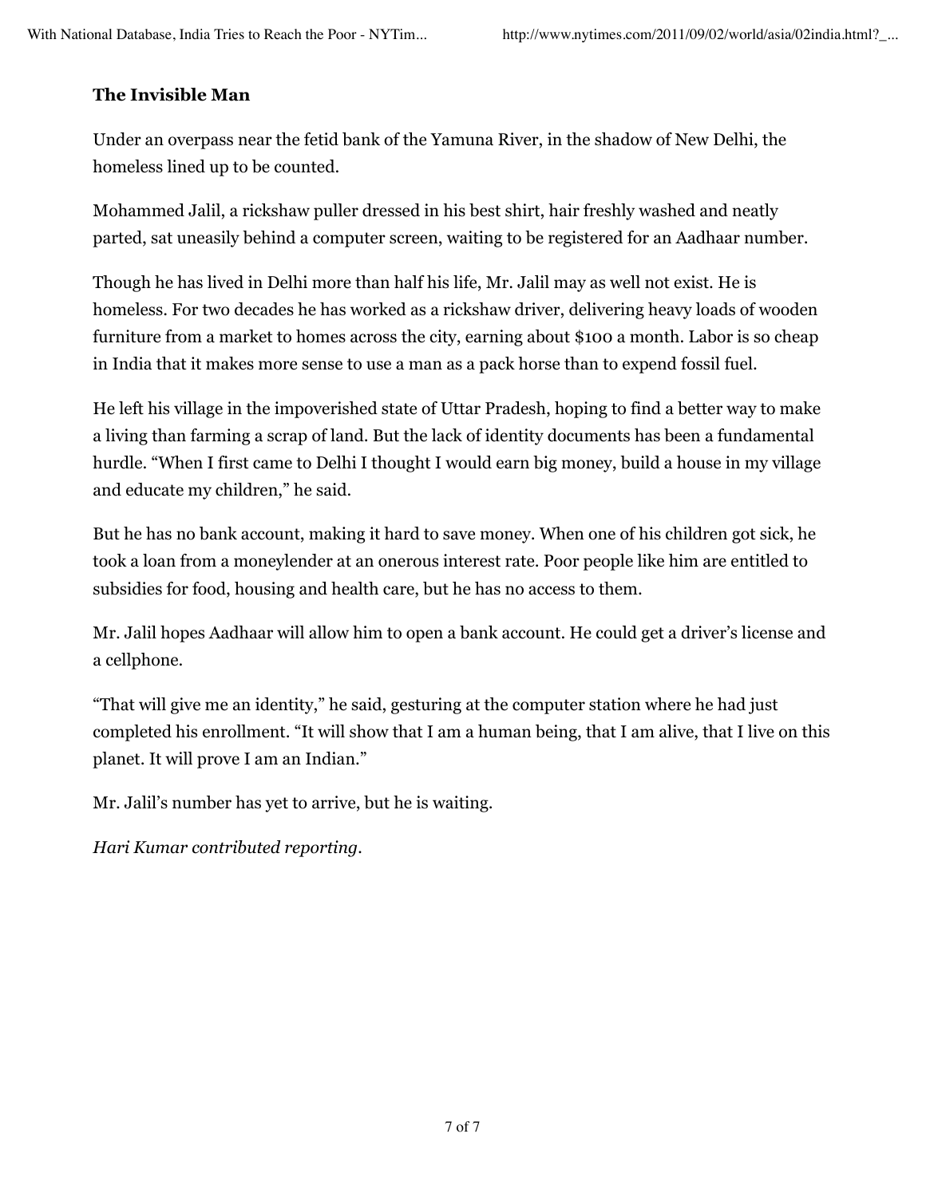### The Invisible Man

Under an overpass near the fetid bank of the Yamuna River, in the shadow of New Delhi, the homeless lined up to be counted.

Mohammed Jalil, a rickshaw puller dressed in his best shirt, hair freshly washed and neatly parted, sat uneasily behind a computer screen, waiting to be registered for an Aadhaar number.

Though he has lived in Delhi more than half his life, Mr. Jalil may as well not exist. He is homeless. For two decades he has worked as a rickshaw driver, delivering heavy loads of wooden furniture from a market to homes across the city, earning about $100 a month. Labor is so cheap in India that it makes more sense to use a man as a pack horse than to expend fossil fuel.

He left his village in the impoverished state of Uttar Pradesh, hoping to find a better way to make a living than farming a scrap of land. But the lack of identity documents has been a fundamental hurdle. "When I first came to Delhi I thought I would earn big money, build a house in my village and educate my children," he said.

But he has no bank account, making it hard to save money. When one of his children got sick, he took a loan from a moneylender at an onerous interest rate. Poor people like him are entitled to subsidies for food, housing and health care, but he has no access to them.

Mr. Jalil hopes Aadhaar will allow him to open a bank account. He could get a driver's license and a cellphone.

"That will give me an identity," he said, gesturing at the computer station where he had just completed his enrollment. "It will show that I am a human being, that I am alive, that I live on this planet. It will prove I am an Indian."

Mr. Jalil's number has yet to arrive, but he is waiting.

*Hari Kumar contributed reporting.*